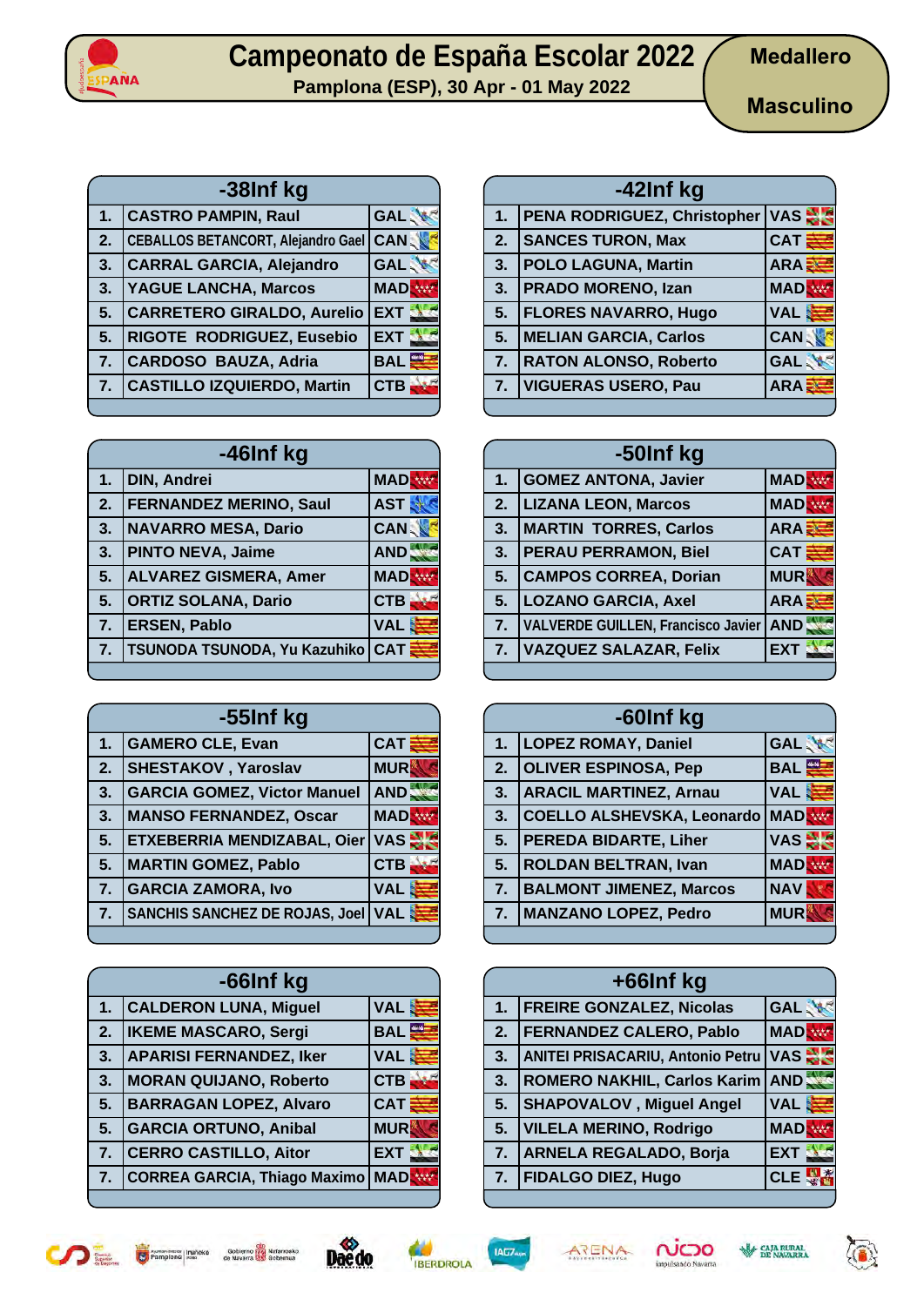# Campeonato de España Escolar 2022

**Pamplona (ESP), 30 Apr - 01 May 2022**

**Medallero**

**Masculino**

## -38Inf kg

| | | |
|---|---|---|
| 1. | CASTRO PAMPIN, Raul | GAL |
| 2. | CEBALLOS BETANCORT, Alejandro Gael | CAN |
| 3. | CARRAL GARCIA, Alejandro | GAL |
| 3. | YAGUE LANCHA, Marcos | MAD |
| 5. | CARRETERO GIRALDO, Aurelio | EXT |
| 5. | RIGOTE RODRIGUEZ, Eusebio | EXT |
| 7. | CARDOSO BAUZA, Adria | BAL |
| 7. | CASTILLO IZQUIERDO, Martin | CTB |

## -42Inf kg

| | | |
|---|---|---|
| 1. | PENA RODRIGUEZ, Christopher | VAS |
| 2. | SANCES TURON, Max | CAT |
| 3. | POLO LAGUNA, Martin | ARA |
| 3. | PRADO MORENO, Izan | MAD |
| 5. | FLORES NAVARRO, Hugo | VAL |
| 5. | MELIAN GARCIA, Carlos | CAN |
| 7. | RATON ALONSO, Roberto | GAL |
| 7. | VIGUERAS USERO, Pau | ARA |

## -46Inf kg

| | | |
|---|---|---|
| 1. | DIN, Andrei | MAD |
| 2. | FERNANDEZ MERINO, Saul | AST |
| 3. | NAVARRO MESA, Dario | CAN |
| 3. | PINTO NEVA, Jaime | AND |
| 5. | ALVAREZ GISMERA, Amer | MAD |
| 5. | ORTIZ SOLANA, Dario | CTB |
| 7. | ERSEN, Pablo | VAL |
| 7. | TSUNODA TSUNODA, Yu Kazuhiko | CAT |

## -50Inf kg

| | | |
|---|---|---|
| 1. | GOMEZ ANTONA, Javier | MAD |
| 2. | LIZANA LEON, Marcos | MAD |
| 3. | MARTIN TORRES, Carlos | ARA |
| 3. | PERAU PERRAMON, Biel | CAT |
| 5. | CAMPOS CORREA, Dorian | MUR |
| 5. | LOZANO GARCIA, Axel | ARA |
| 7. | VALVERDE GUILLEN, Francisco Javier | AND |
| 7. | VAZQUEZ SALAZAR, Felix | EXT |

## -55Inf kg

| | | |
|---|---|---|
| 1. | GAMERO CLE, Evan | CAT |
| 2. | SHESTAKOV , Yaroslav | MUR |
| 3. | GARCIA GOMEZ, Victor Manuel | AND |
| 3. | MANSO FERNANDEZ, Oscar | MAD |
| 5. | ETXEBERRIA MENDIZABAL, Oier | VAS |
| 5. | MARTIN GOMEZ, Pablo | CTB |
| 7. | GARCIA ZAMORA, Ivo | VAL |
| 7. | SANCHIS SANCHEZ DE ROJAS, Joel | VAL |

## -60Inf kg

| | | |
|---|---|---|
| 1. | LOPEZ ROMAY, Daniel | GAL |
| 2. | OLIVER ESPINOSA, Pep | BAL |
| 3. | ARACIL MARTINEZ, Arnau | VAL |
| 3. | COELLO ALSHEVSKA, Leonardo | MAD |
| 5. | PEREDA BIDARTE, Liher | VAS |
| 5. | ROLDAN BELTRAN, Ivan | MAD |
| 7. | BALMONT JIMENEZ, Marcos | NAV |
| 7. | MANZANO LOPEZ, Pedro | MUR |

## -66Inf kg

| | | |
|---|---|---|
| 1. | CALDERON LUNA, Miguel | VAL |
| 2. | IKEME MASCARO, Sergi | BAL |
| 3. | APARISI FERNANDEZ, Iker | VAL |
| 3. | MORAN QUIJANO, Roberto | CTB |
| 5. | BARRAGAN LOPEZ, Alvaro | CAT |
| 5. | GARCIA ORTUNO, Anibal | MUR |
| 7. | CERRO CASTILLO, Aitor | EXT |
| 7. | CORREA GARCIA, Thiago Maximo | MAD |

## +66Inf kg

| | | |
|---|---|---|
| 1. | FREIRE GONZALEZ, Nicolas | GAL |
| 2. | FERNANDEZ CALERO, Pablo | MAD |
| 3. | ANITEI PRISACARIU, Antonio Petru | VAS |
| 3. | ROMERO NAKHIL, Carlos Karim | AND |
| 5. | SHAPOVALOV , Miguel Angel | VAL |
| 5. | VILELA MERINO, Rodrigo | MAD |
| 7. | ARNELA REGALADO, Borja | EXT |
| 7. | FIDALGO DIEZ, Hugo | CLE |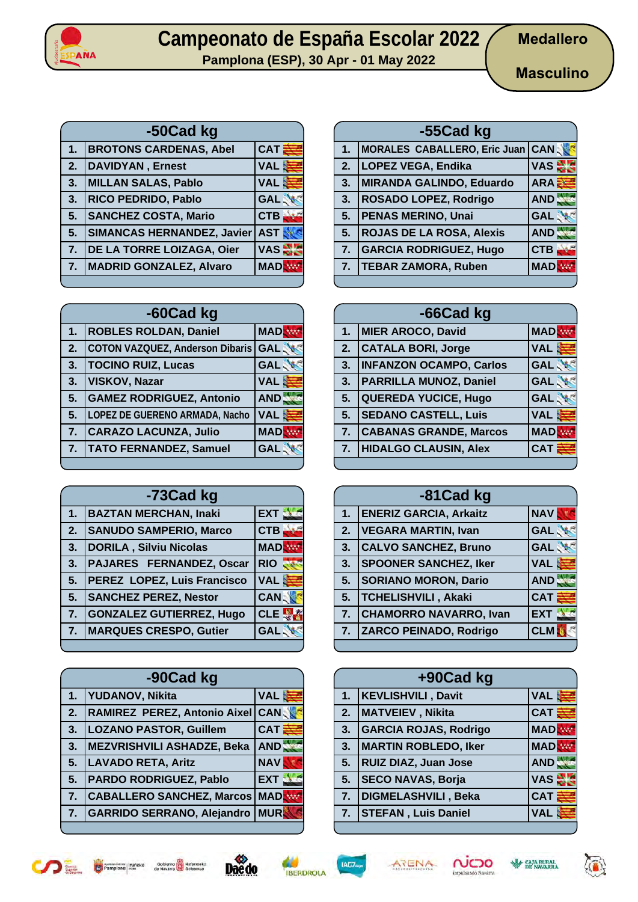# Campeonato de España Escolar 2022

Pamplona (ESP), 30 Apr - 01 May 2022

**Medallero**

**Masculino**

## -50Cad kg

| Pos. | Nombre | Equipo |
|---|---|---|
| 1. | BROTONS CARDENAS, Abel | CAT |
| 2. | DAVIDYAN , Ernest | VAL |
| 3. | MILLAN SALAS, Pablo | VAL |
| 3. | RICO PEDRIDO, Pablo | GAL |
| 5. | SANCHEZ COSTA, Mario | CTB |
| 5. | SIMANCAS HERNANDEZ, Javier | AST |
| 7. | DE LA TORRE LOIZAGA, Oier | VAS |
| 7. | MADRID GONZALEZ, Alvaro | MAD |

## -55Cad kg

| Pos. | Nombre | Equipo |
|---|---|---|
| 1. | MORALES CABALLERO, Eric Juan | CAN |
| 2. | LOPEZ VEGA, Endika | VAS |
| 3. | MIRANDA GALINDO, Eduardo | ARA |
| 3. | ROSADO LOPEZ, Rodrigo | AND |
| 5. | PENAS MERINO, Unai | GAL |
| 5. | ROJAS DE LA ROSA, Alexis | AND |
| 7. | GARCIA RODRIGUEZ, Hugo | CTB |
| 7. | TEBAR ZAMORA, Ruben | MAD |

## -60Cad kg

| Pos. | Nombre | Equipo |
|---|---|---|
| 1. | ROBLES ROLDAN, Daniel | MAD |
| 2. | COTON VAZQUEZ, Anderson Dibaris | GAL |
| 3. | TOCINO RUIZ, Lucas | GAL |
| 3. | VISKOV, Nazar | VAL |
| 5. | GAMEZ RODRIGUEZ, Antonio | AND |
| 5. | LOPEZ DE GUERENO ARMADA, Nacho | VAL |
| 7. | CARAZO LACUNZA, Julio | MAD |
| 7. | TATO FERNANDEZ, Samuel | GAL |

## -66Cad kg

| Pos. | Nombre | Equipo |
|---|---|---|
| 1. | MIER AROCO, David | MAD |
| 2. | CATALA BORI, Jorge | VAL |
| 3. | INFANZON OCAMPO, Carlos | GAL |
| 3. | PARRILLA MUNOZ, Daniel | GAL |
| 5. | QUEREDA YUCICE, Hugo | GAL |
| 5. | SEDANO CASTELL, Luis | VAL |
| 7. | CABANAS GRANDE, Marcos | MAD |
| 7. | HIDALGO CLAUSIN, Alex | CAT |

## -73Cad kg

| Pos. | Nombre | Equipo |
|---|---|---|
| 1. | BAZTAN MERCHAN, Inaki | EXT |
| 2. | SANUDO SAMPERIO, Marco | CTB |
| 3. | DORILA , Silviu Nicolas | MAD |
| 3. | PAJARES FERNANDEZ, Oscar | RIO |
| 5. | PEREZ LOPEZ, Luis Francisco | VAL |
| 5. | SANCHEZ PEREZ, Nestor | CAN |
| 7. | GONZALEZ GUTIERREZ, Hugo | CLE |
| 7. | MARQUES CRESPO, Gutier | GAL |

## -81Cad kg

| Pos. | Nombre | Equipo |
|---|---|---|
| 1. | ENERIZ GARCIA, Arkaitz | NAV |
| 2. | VEGARA MARTIN, Ivan | GAL |
| 3. | CALVO SANCHEZ, Bruno | GAL |
| 3. | SPOONER SANCHEZ, Iker | VAL |
| 5. | SORIANO MORON, Dario | AND |
| 5. | TCHELISHVILI , Akaki | CAT |
| 7. | CHAMORRO NAVARRO, Ivan | EXT |
| 7. | ZARCO PEINADO, Rodrigo | CLM |

## -90Cad kg

| Pos. | Nombre | Equipo |
|---|---|---|
| 1. | YUDANOV, Nikita | VAL |
| 2. | RAMIREZ PEREZ, Antonio Aixel | CAN |
| 3. | LOZANO PASTOR, Guillem | CAT |
| 3. | MEZVRISHVILI ASHADZE, Beka | AND |
| 5. | LAVADO RETA, Aritz | NAV |
| 5. | PARDO RODRIGUEZ, Pablo | EXT |
| 7. | CABALLERO SANCHEZ, Marcos | MAD |
| 7. | GARRIDO SERRANO, Alejandro | MUR |

## +90Cad kg

| Pos. | Nombre | Equipo |
|---|---|---|
| 1. | KEVLISHVILI , Davit | VAL |
| 2. | MATVEIEV , Nikita | CAT |
| 3. | GARCIA ROJAS, Rodrigo | MAD |
| 3. | MARTIN ROBLEDO, Iker | MAD |
| 5. | RUIZ DIAZ, Juan Jose | AND |
| 5. | SECO NAVAS, Borja | VAS |
| 7. | DIGMELASHVILI , Beka | CAT |
| 7. | STEFAN , Luis Daniel | VAL |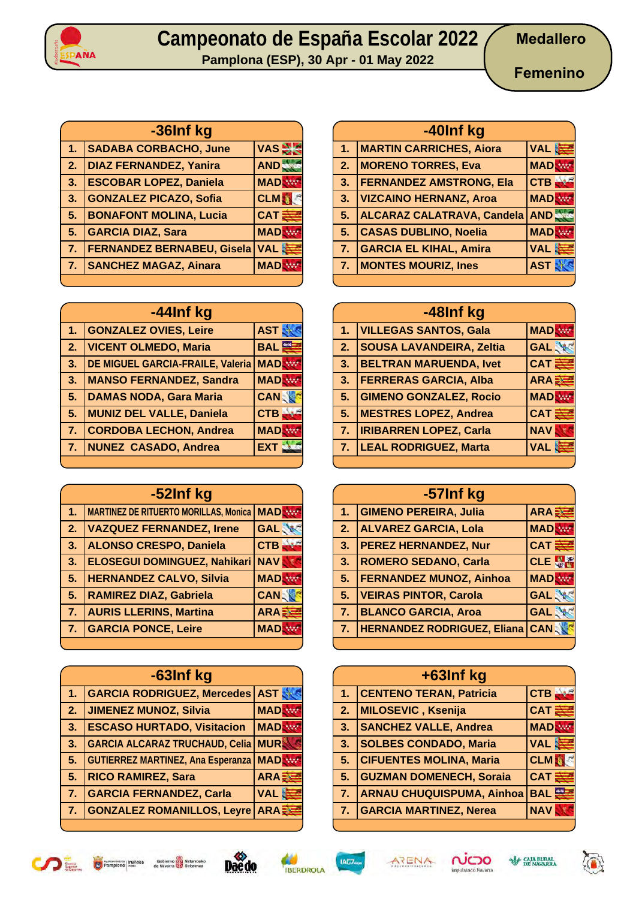# Campeonato de España Escolar 2022

**Pamplona (ESP), 30 Apr - 01 May 2022**

**Medallero**

**Femenino**

## -36Inf kg

| | | |
|---|---|---|
| 1. | SADABA CORBACHO, June | VAS |
| 2. | DIAZ FERNANDEZ, Yanira | AND |
| 3. | ESCOBAR LOPEZ, Daniela | MAD |
| 3. | GONZALEZ PICAZO, Sofia | CLM |
| 5. | BONAFONT MOLINA, Lucia | CAT |
| 5. | GARCIA DIAZ, Sara | MAD |
| 7. | FERNANDEZ BERNABEU, Gisela | VAL |
| 7. | SANCHEZ MAGAZ, Ainara | MAD |

## -40Inf kg

| | | |
|---|---|---|
| 1. | MARTIN CARRICHES, Aiora | VAL |
| 2. | MORENO TORRES, Eva | MAD |
| 3. | FERNANDEZ AMSTRONG, Ela | CTB |
| 3. | VIZCAINO HERNANZ, Aroa | MAD |
| 5. | ALCARAZ CALATRAVA, Candela | AND |
| 5. | CASAS DUBLINO, Noelia | MAD |
| 7. | GARCIA EL KIHAL, Amira | VAL |
| 7. | MONTES MOURIZ, Ines | AST |

## -44Inf kg

| | | |
|---|---|---|
| 1. | GONZALEZ OVIES, Leire | AST |
| 2. | VICENT OLMEDO, Maria | BAL |
| 3. | DE MIGUEL GARCIA-FRAILE, Valeria | MAD |
| 3. | MANSO FERNANDEZ, Sandra | MAD |
| 5. | DAMAS NODA, Gara Maria | CAN |
| 5. | MUNIZ DEL VALLE, Daniela | CTB |
| 7. | CORDOBA LECHON, Andrea | MAD |
| 7. | NUNEZ CASADO, Andrea | EXT |

## -48Inf kg

| | | |
|---|---|---|
| 1. | VILLEGAS SANTOS, Gala | MAD |
| 2. | SOUSA LAVANDEIRA, Zeltia | GAL |
| 3. | BELTRAN MARUENDA, Ivet | CAT |
| 3. | FERRERAS GARCIA, Alba | ARA |
| 5. | GIMENO GONZALEZ, Rocio | MAD |
| 5. | MESTRES LOPEZ, Andrea | CAT |
| 7. | IRIBARREN LOPEZ, Carla | NAV |
| 7. | LEAL RODRIGUEZ, Marta | VAL |

## -52Inf kg

| | | |
|---|---|---|
| 1. | MARTINEZ DE RITUERTO MORILLAS, Monica | MAD |
| 2. | VAZQUEZ FERNANDEZ, Irene | GAL |
| 3. | ALONSO CRESPO, Daniela | CTB |
| 3. | ELOSEGUI DOMINGUEZ, Nahikari | NAV |
| 5. | HERNANDEZ CALVO, Silvia | MAD |
| 5. | RAMIREZ DIAZ, Gabriela | CAN |
| 7. | AURIS LLERINS, Martina | ARA |
| 7. | GARCIA PONCE, Leire | MAD |

## -57Inf kg

| | | |
|---|---|---|
| 1. | GIMENO PEREIRA, Julia | ARA |
| 2. | ALVAREZ GARCIA, Lola | MAD |
| 3. | PEREZ HERNANDEZ, Nur | CAT |
| 3. | ROMERO SEDANO, Carla | CLE |
| 5. | FERNANDEZ MUNOZ, Ainhoa | MAD |
| 5. | VEIRAS PINTOR, Carola | GAL |
| 7. | BLANCO GARCIA, Aroa | GAL |
| 7. | HERNANDEZ RODRIGUEZ, Eliana | CAN |

## -63Inf kg

| | | |
|---|---|---|
| 1. | GARCIA RODRIGUEZ, Mercedes | AST |
| 2. | JIMENEZ MUNOZ, Silvia | MAD |
| 3. | ESCASO HURTADO, Visitacion | MAD |
| 3. | GARCIA ALCARAZ TRUCHAUD, Celia | MUR |
| 5. | GUTIERREZ MARTINEZ, Ana Esperanza | MAD |
| 5. | RICO RAMIREZ, Sara | ARA |
| 7. | GARCIA FERNANDEZ, Carla | VAL |
| 7. | GONZALEZ ROMANILLOS, Leyre | ARA |

## +63Inf kg

| | | |
|---|---|---|
| 1. | CENTENO TERAN, Patricia | CTB |
| 2. | MILOSEVIC , Ksenija | CAT |
| 3. | SANCHEZ VALLE, Andrea | MAD |
| 3. | SOLBES CONDADO, Maria | VAL |
| 5. | CIFUENTES MOLINA, Maria | CLM |
| 5. | GUZMAN DOMENECH, Soraia | CAT |
| 7. | ARNAU CHUQUISPUMA, Ainhoa | BAL |
| 7. | GARCIA MARTINEZ, Nerea | NAV |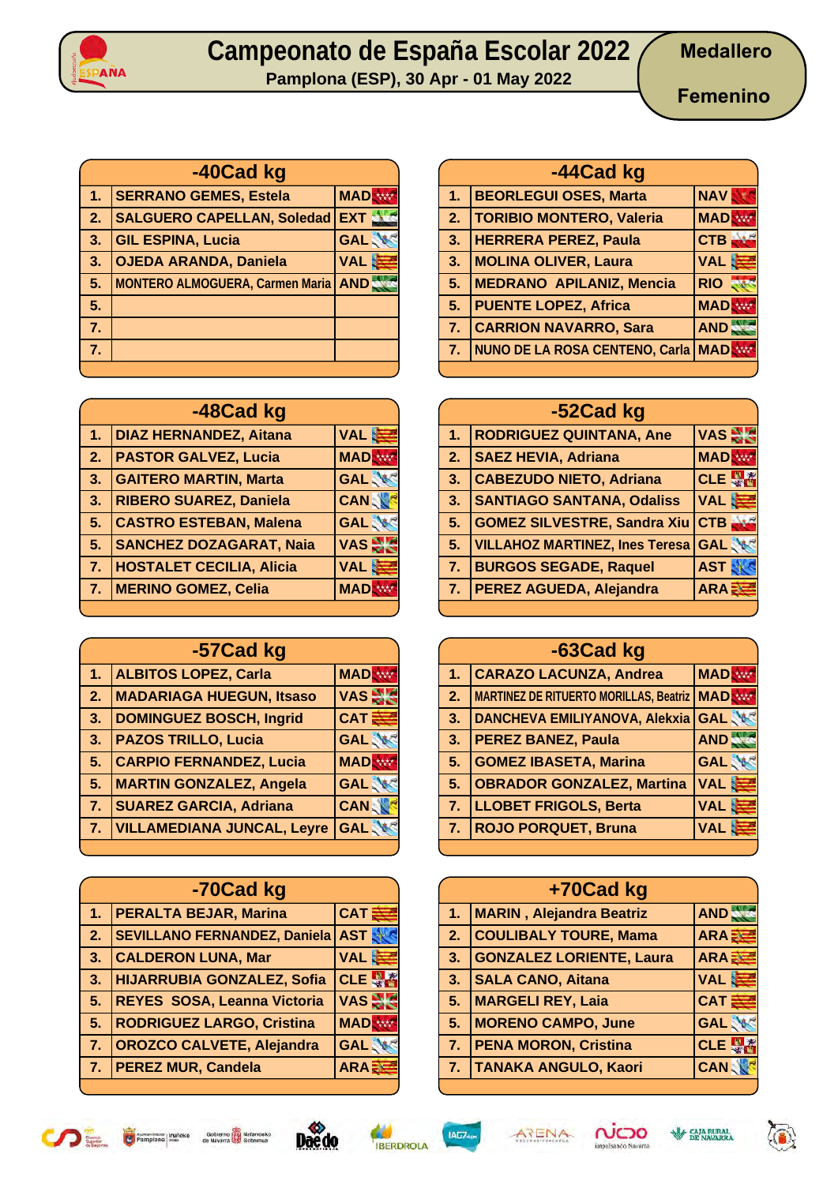# Campeonato de España Escolar 2022

Pamplona (ESP), 30 Apr - 01 May 2022

**Medallero**

**Femenino**

## -40Cad kg

| | | |
|---|---|---|
| 1. | SERRANO GEMES, Estela | MAD |
| 2. | SALGUERO CAPELLAN, Soledad | EXT |
| 3. | GIL ESPINA, Lucia | GAL |
| 3. | OJEDA ARANDA, Daniela | VAL |
| 5. | MONTERO ALMOGUERA, Carmen Maria | AND |
| 5. | | |
| 7. | | |
| 7. | | |

## -44Cad kg

| | | |
|---|---|---|
| 1. | BEORLEGUI OSES, Marta | NAV |
| 2. | TORIBIO MONTERO, Valeria | MAD |
| 3. | HERRERA PEREZ, Paula | CTB |
| 3. | MOLINA OLIVER, Laura | VAL |
| 5. | MEDRANO APILANIZ, Mencia | RIO |
| 5. | PUENTE LOPEZ, Africa | MAD |
| 7. | CARRION NAVARRO, Sara | AND |
| 7. | NUNO DE LA ROSA CENTENO, Carla | MAD |

## -48Cad kg

| | | |
|---|---|---|
| 1. | DIAZ HERNANDEZ, Aitana | VAL |
| 2. | PASTOR GALVEZ, Lucia | MAD |
| 3. | GAITERO MARTIN, Marta | GAL |
| 3. | RIBERO SUAREZ, Daniela | CAN |
| 5. | CASTRO ESTEBAN, Malena | GAL |
| 5. | SANCHEZ DOZAGARAT, Naia | VAS |
| 7. | HOSTALET CECILIA, Alicia | VAL |
| 7. | MERINO GOMEZ, Celia | MAD |

## -52Cad kg

| | | |
|---|---|---|
| 1. | RODRIGUEZ QUINTANA, Ane | VAS |
| 2. | SAEZ HEVIA, Adriana | MAD |
| 3. | CABEZUDO NIETO, Adriana | CLE |
| 3. | SANTIAGO SANTANA, Odalis | VAL |
| 5. | GOMEZ SILVESTRE, Sandra Xiu | CTB |
| 5. | VILLAHOZ MARTINEZ, Ines Teresa | GAL |
| 7. | BURGOS SEGADE, Raquel | AST |
| 7. | PEREZ AGUEDA, Alejandra | ARA |

## -57Cad kg

| | | |
|---|---|---|
| 1. | ALBITOS LOPEZ, Carla | MAD |
| 2. | MADARIAGA HUEGUN, Itsaso | VAS |
| 3. | DOMINGUEZ BOSCH, Ingrid | CAT |
| 3. | PAZOS TRILLO, Lucia | GAL |
| 5. | CARPIO FERNANDEZ, Lucia | MAD |
| 5. | MARTIN GONZALEZ, Angela | GAL |
| 7. | SUAREZ GARCIA, Adriana | CAN |
| 7. | VILLAMEDIANA JUNCAL, Leyre | GAL |

## -63Cad kg

| | | |
|---|---|---|
| 1. | CARAZO LACUNZA, Andrea | MAD |
| 2. | MARTINEZ DE RITUERTO MORILLAS, Beatriz | MAD |
| 3. | DANCHEVA EMILIYANOVA, Alekxia | GAL |
| 3. | PEREZ BANEZ, Paula | AND |
| 5. | GOMEZ IBASETA, Marina | GAL |
| 5. | OBRADOR GONZALEZ, Martina | VAL |
| 7. | LLOBET FRIGOLS, Berta | VAL |
| 7. | ROJO PORQUET, Bruna | VAL |

## -70Cad kg

| | | |
|---|---|---|
| 1. | PERALTA BEJAR, Marina | CAT |
| 2. | SEVILLANO FERNANDEZ, Daniela | AST |
| 3. | CALDERON LUNA, Mar | VAL |
| 3. | HIJARRUBIA GONZALEZ, Sofia | CLE |
| 5. | REYES SOSA, Leanna Victoria | VAS |
| 5. | RODRIGUEZ LARGO, Cristina | MAD |
| 7. | OROZCO CALVETE, Alejandra | GAL |
| 7. | PEREZ MUR, Candela | ARA |

## +70Cad kg

| | | |
|---|---|---|
| 1. | MARIN , Alejandra Beatriz | AND |
| 2. | COULIBALY TOURE, Mama | ARA |
| 3. | GONZALEZ LORIENTE, Laura | ARA |
| 3. | SALA CANO, Aitana | VAL |
| 5. | MARGELI REY, Laia | CAT |
| 5. | MORENO CAMPO, June | GAL |
| 7. | PENA MORON, Cristina | CLE |
| 7. | TANAKA ANGULO, Kaori | CAN |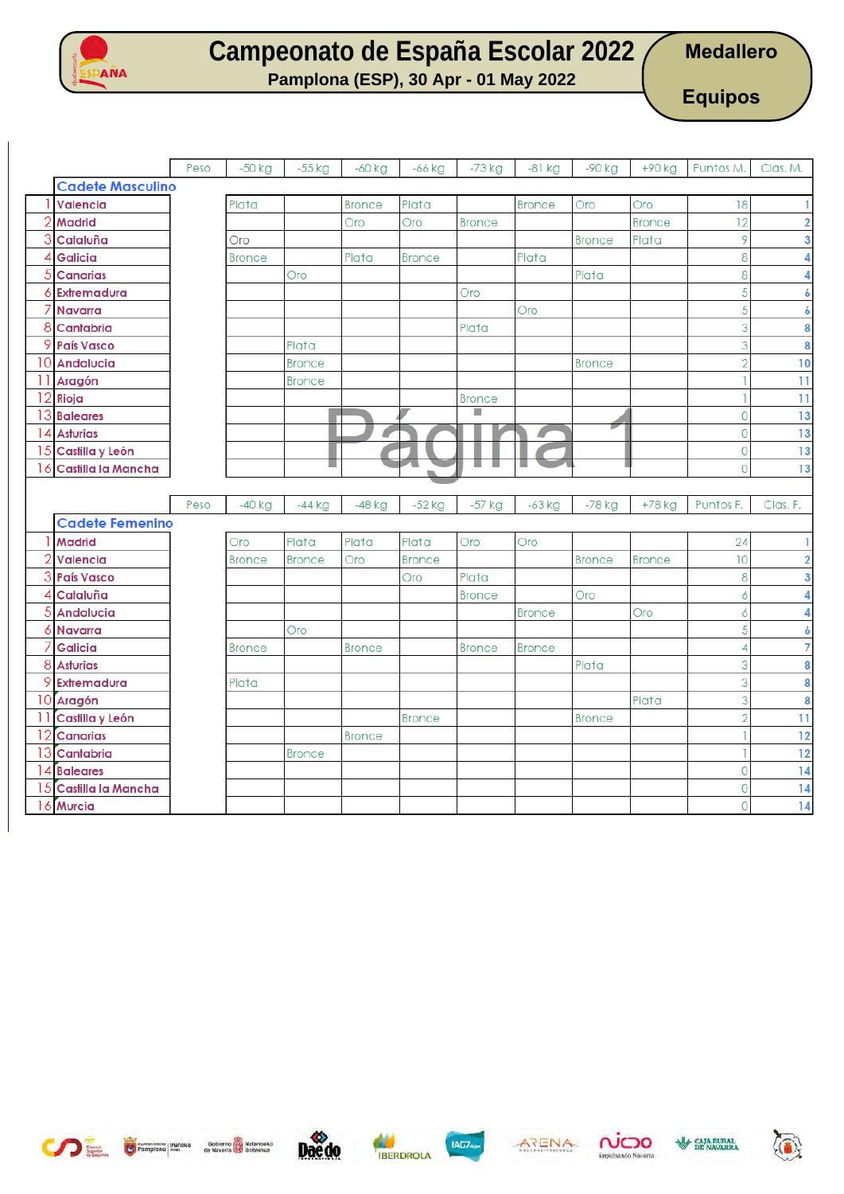# Campeonato de España Escolar 2022

**Pamplona (ESP), 30 Apr - 01 May 2022**

**Medallero**

**Equipos**

## Cadete Masculino

| | | Peso | -50 kg | -55 kg | -60 kg | -66 kg | -73 kg | -81 kg | -90 kg | +90 kg | Puntos M. | Clas. M. |
|---|---|---|---|---|---|---|---|---|---|---|---|---|
| 1 | Valencia | | Plata | | Bronce | Plata | | Bronce | Oro | Oro | 18 | 1 |
| 2 | Madrid | | | | Oro | Oro | Bronce | | | Bronce | 12 | 2 |
| 3 | Cataluña | | Oro | | | | | | Bronce | Plata | 9 | 3 |
| 4 | Galicia | | Bronce | | Plata | Bronce | | Plata | | | 8 | 4 |
| 5 | Canarias | | | Oro | | | | | Plata | | 8 | 4 |
| 6 | Extremadura | | | | | | Oro | | | | 5 | 6 |
| 7 | Navarra | | | | | | | Oro | | | 5 | 6 |
| 8 | Cantabria | | | | | | Plata | | | | 3 | 8 |
| 9 | País Vasco | | | Plata | | | | | | | 3 | 8 |
| 10 | Andalucía | | | Bronce | | | | | Bronce | | 2 | 10 |
| 11 | Aragón | | | Bronce | | | | | | | 1 | 11 |
| 12 | Rioja | | | | | | Bronce | | | | 1 | 11 |
| 13 | Baleares | | | | | | | | | | 0 | 13 |
| 14 | Asturias | | | | | | | | | | 0 | 13 |
| 15 | Castilla y León | | | | | | | | | | 0 | 13 |
| 16 | Castilla la Mancha | | | | | | | | | | 0 | 13 |

## Cadete Femenino

| | | Peso | -40 kg | -44 kg | -48 kg | -52 kg | -57 kg | -63 kg | -78 kg | +78 kg | Puntos F. | Clas. F. |
|---|---|---|---|---|---|---|---|---|---|---|---|---|
| 1 | Madrid | | Oro | Plata | Plata | Plata | Oro | Oro | | | 24 | 1 |
| 2 | Valencia | | Bronce | Bronce | Oro | Bronce | | | Bronce | Bronce | 10 | 2 |
| 3 | País Vasco | | | | | Oro | Plata | | | | 8 | 3 |
| 4 | Cataluña | | | | | | Bronce | | Oro | | 6 | 4 |
| 5 | Andalucía | | | | | | | Bronce | | Oro | 6 | 4 |
| 6 | Navarra | | | Oro | | | | | | | 5 | 6 |
| 7 | Galicia | | Bronce | | Bronce | | Bronce | Bronce | | | 4 | 7 |
| 8 | Asturias | | | | | | | | Plata | | 3 | 8 |
| 9 | Extremadura | | Plata | | | | | | | | 3 | 8 |
| 10 | Aragón | | | | | | | | | Plata | 3 | 8 |
| 11 | Castilla y León | | | | | Bronce | | | Bronce | | 2 | 11 |
| 12 | Canarias | | | | Bronce | | | | | | 1 | 12 |
| 13 | Cantabria | | | Bronce | | | | | | | 1 | 12 |
| 14 | Baleares | | | | | | | | | | 0 | 14 |
| 15 | Castilla la Mancha | | | | | | | | | | 0 | 14 |
| 16 | Murcia | | | | | | | | | | 0 | 14 |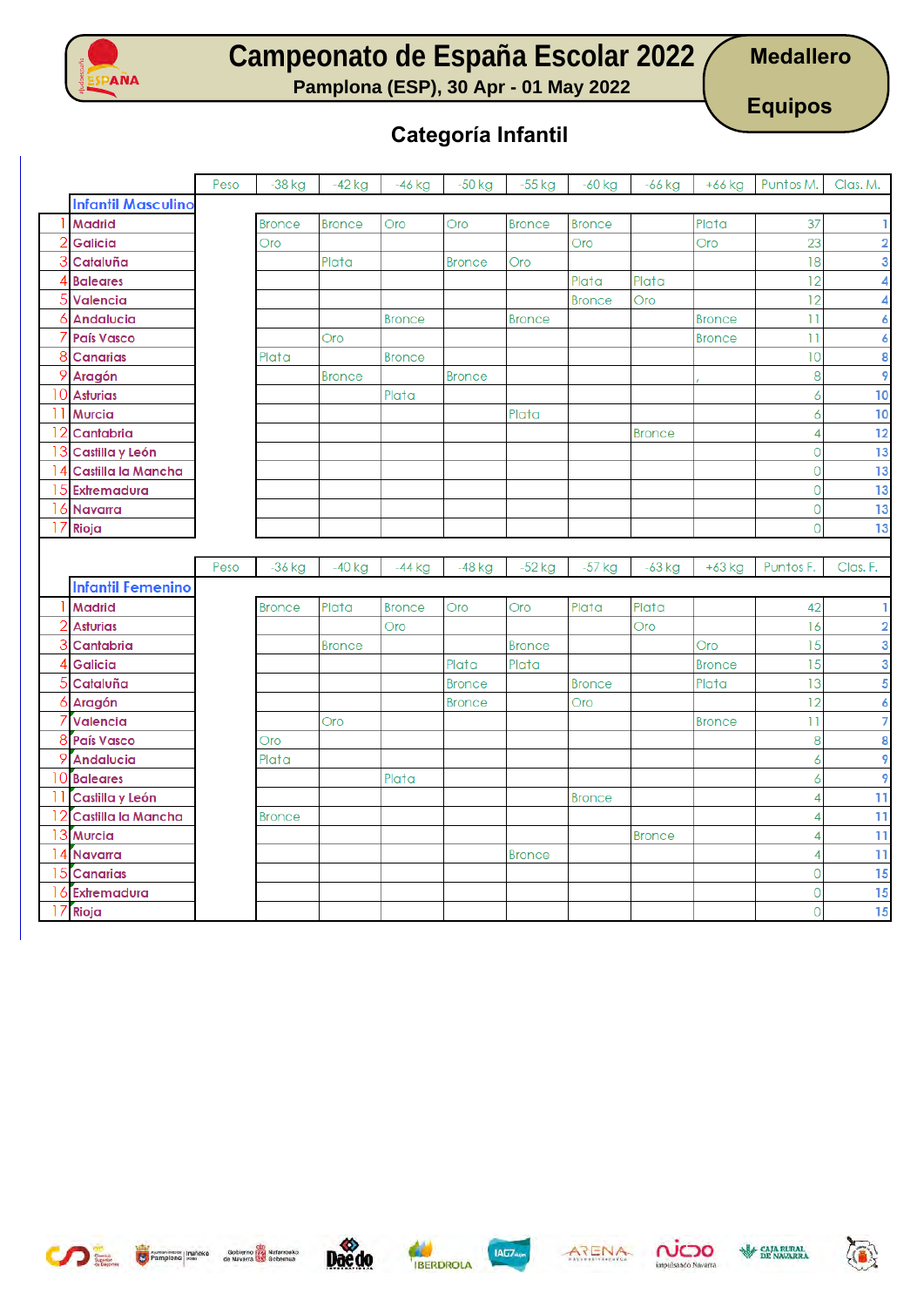# Campeonato de España Escolar 2022

**Pamplona (ESP), 30 Apr - 01 May 2022**

**Medallero**

**Equipos**

## Categoría Infantil

| | Infantil Masculino | Peso | -38 kg | -42 kg | -46 kg | -50 kg | -55 kg | -60 kg | -66 kg | +66 kg | Puntos M. | Clas. M. |
|---|---|---|---|---|---|---|---|---|---|---|---|---|
| 1 | Madrid | | Bronce | Bronce | Oro | Oro | Bronce | Bronce | | Plata | 37 | 1 |
| 2 | Galicia | | Oro | | | | | Oro | | Oro | 23 | 2 |
| 3 | Cataluña | | | Plata | | Bronce | Oro | | | | 18 | 3 |
| 4 | Baleares | | | | | | | Plata | Plata | | 12 | 4 |
| 5 | Valencia | | | | | | | Bronce | Oro | | 12 | 4 |
| 6 | Andalucia | | | | Bronce | | Bronce | | | Bronce | 11 | 6 |
| 7 | País Vasco | | | Oro | | | | | | Bronce | 11 | 6 |
| 8 | Canarias | | Plata | | Bronce | | | | | | 10 | 8 |
| 9 | Aragón | | | Bronce | | Bronce | | | | | 8 | 9 |
| 10 | Asturias | | | | Plata | | | | | | 6 | 10 |
| 11 | Murcia | | | | | | Plata | | | | 6 | 10 |
| 12 | Cantabria | | | | | | | | Bronce | | 4 | 12 |
| 13 | Castilla y León | | | | | | | | | | 0 | 13 |
| 14 | Castilla la Mancha | | | | | | | | | | 0 | 13 |
| 15 | Extremadura | | | | | | | | | | 0 | 13 |
| 16 | Navarra | | | | | | | | | | 0 | 13 |
| 17 | Rioja | | | | | | | | | | 0 | 13 |

| | Infantil Femenino | Peso | -36 kg | -40 kg | -44 kg | -48 kg | -52 kg | -57 kg | -63 kg | +63 kg | Puntos F. | Clas. F. |
|---|---|---|---|---|---|---|---|---|---|---|---|---|
| 1 | Madrid | | Bronce | Plata | Bronce | Oro | Oro | Plata | Plata | | 42 | 1 |
| 2 | Asturias | | | | Oro | | | | Oro | | 16 | 2 |
| 3 | Cantabria | | | Bronce | | | Bronce | | | Oro | 15 | 3 |
| 4 | Galicia | | | | | Plata | Plata | | | Bronce | 15 | 3 |
| 5 | Cataluña | | | | | Bronce | | Bronce | | Plata | 13 | 5 |
| 6 | Aragón | | | | | Bronce | | Oro | | | 12 | 6 |
| 7 | Valencia | | | Oro | | | | | | Bronce | 11 | 7 |
| 8 | País Vasco | | Oro | | | | | | | | 8 | 8 |
| 9 | Andalucia | | Plata | | | | | | | | 6 | 9 |
| 10 | Baleares | | | | Plata | | | | | | 6 | 9 |
| 11 | Castilla y León | | | | | | | Bronce | | | 4 | 11 |
| 12 | Castilla la Mancha | | Bronce | | | | | | | | 4 | 11 |
| 13 | Murcia | | | | | | | | Bronce | | 4 | 11 |
| 14 | Navarra | | | | | | Bronce | | | | 4 | 11 |
| 15 | Canarias | | | | | | | | | | 0 | 15 |
| 16 | Extremadura | | | | | | | | | | 0 | 15 |
| 17 | Rioja | | | | | | | | | | 0 | 15 |